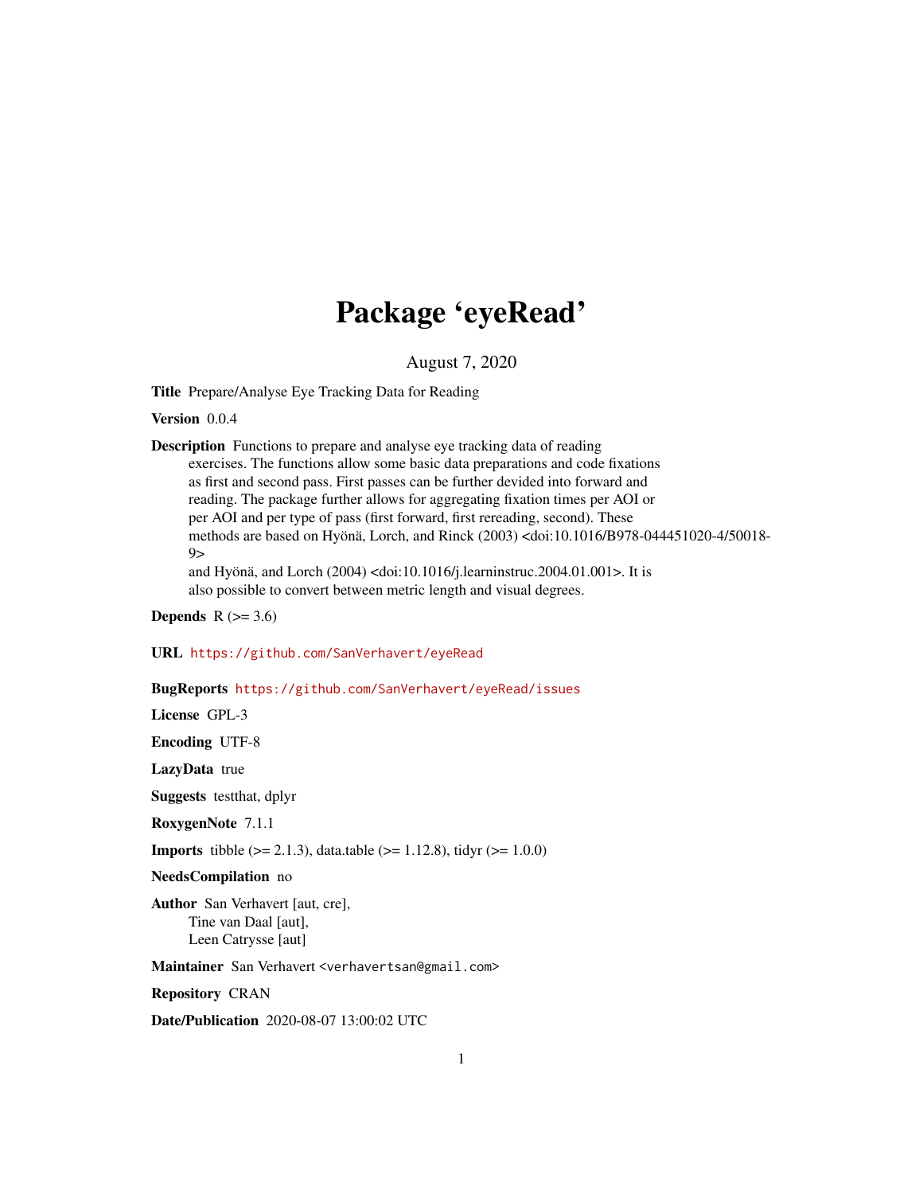# Package 'eyeRead'

August 7, 2020

**Title** Prepare/Analyse Eye Tracking Data for Reading

**Version** 0.0.4

**Description** Functions to prepare and analyse eye tracking data of reading exercises. The functions allow some basic data preparations and code fixations as first and second pass. First passes can be further devided into forward and reading. The package further allows for aggregating fixation times per AOI or per AOI and per type of pass (first forward, first rereading, second). These methods are based on Hyönä, Lorch, and Rinck (2003) <doi:10.1016/B978-044451020-4/50018-9> and Hyönä, and Lorch (2004) <doi:10.1016/j.learninstruc.2004.01.001>. It is also possible to convert between metric length and visual degrees.

**Depends** R (>= 3.6)

**URL** https://github.com/SanVerhavert/eyeRead

**BugReports** https://github.com/SanVerhavert/eyeRead/issues

**License** GPL-3

**Encoding** UTF-8

**LazyData** true

**Suggests** testthat, dplyr

**RoxygenNote** 7.1.1

**Imports** tibble (>= 2.1.3), data.table (>= 1.12.8), tidyr (>= 1.0.0)

**NeedsCompilation** no

**Author** San Verhavert [aut, cre], Tine van Daal [aut], Leen Catrysse [aut]

**Maintainer** San Verhavert <verhavertsan@gmail.com>

**Repository** CRAN

**Date/Publication** 2020-08-07 13:00:02 UTC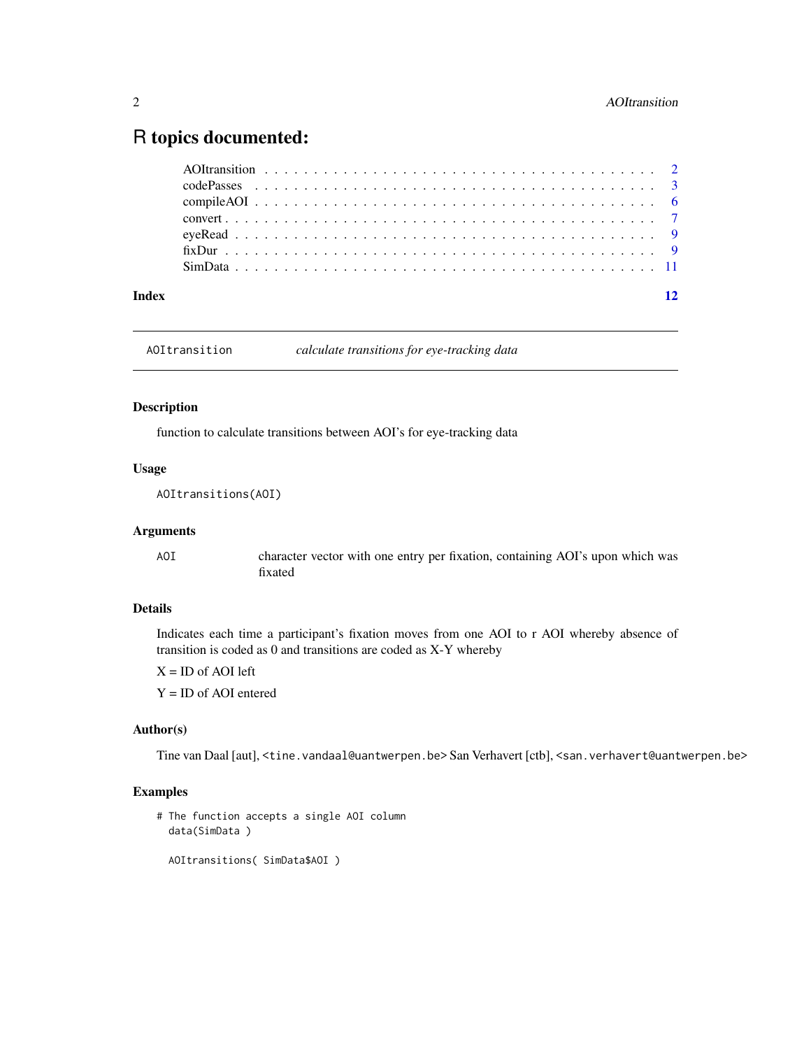# R topics documented:

| | |
|---|---|
| AOItransition | 2 |
| codePasses | 3 |
| compileAOI | 6 |
| convert | 7 |
| eyeRead | 9 |
| fixDur | 9 |
| SimData | 11 |
| **Index** | **12** |

---

`AOItransition` *calculate transitions for eye-tracking data*

---

### Description

function to calculate transitions between AOI's for eye-tracking data

### Usage

```
AOItransitions(AOI)
```

### Arguments

| | |
|---|---|
| `AOI` | character vector with one entry per fixation, containing AOI's upon which was fixated |

### Details

Indicates each time a participant's fixation moves from one AOI to r AOI whereby absence of transition is coded as 0 and transitions are coded as X-Y whereby

X = ID of AOI left

Y = ID of AOI entered

### Author(s)

Tine van Daal [aut], `<tine.vandaal@uantwerpen.be>` San Verhavert [ctb], `<san.verhavert@uantwerpen.be>`

### Examples

```
# The function accepts a single AOI column
  data(SimData )

  AOItransitions( SimData$AOI )
```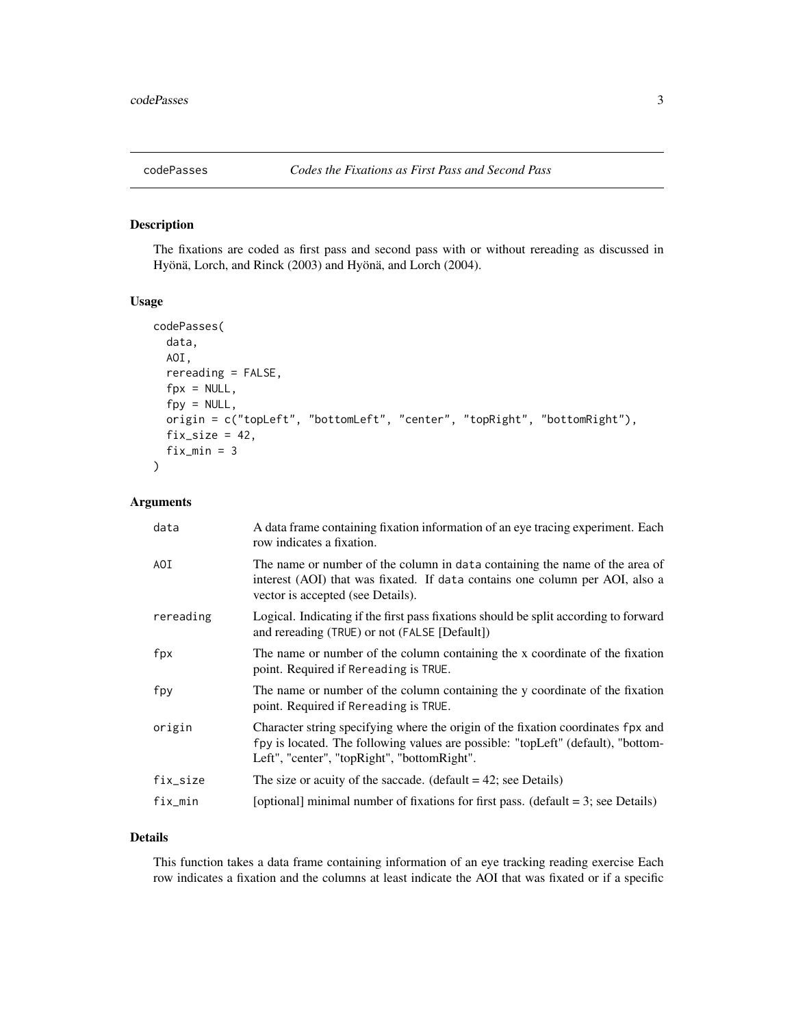## codePasses — *Codes the Fixations as First Pass and Second Pass*

### Description

The fixations are coded as first pass and second pass with or without rereading as discussed in Hyönä, Lorch, and Rinck (2003) and Hyönä, and Lorch (2004).

### Usage

```
codePasses(
  data,
  AOI,
  rereading = FALSE,
  fpx = NULL,
  fpy = NULL,
  origin = c("topLeft", "bottomLeft", "center", "topRight", "bottomRight"),
  fix_size = 42,
  fix_min = 3
)
```

### Arguments

| | |
|---|---|
| `data` | A data frame containing fixation information of an eye tracing experiment. Each row indicates a fixation. |
| `AOI` | The name or number of the column in `data` containing the name of the area of interest (AOI) that was fixated. If `data` contains one column per AOI, also a vector is accepted (see Details). |
| `rereading` | Logical. Indicating if the first pass fixations should be split according to forward and rereading (`TRUE`) or not (`FALSE` [Default]) |
| `fpx` | The name or number of the column containing the x coordinate of the fixation point. Required if `Rereading` is `TRUE`. |
| `fpy` | The name or number of the column containing the y coordinate of the fixation point. Required if `Rereading` is `TRUE`. |
| `origin` | Character string specifying where the origin of the fixation coordinates `fpx` and `fpy` is located. The following values are possible: "topLeft" (default), "bottomLeft", "center", "topRight", "bottomRight". |
| `fix_size` | The size or acuity of the saccade. (default = 42; see Details) |
| `fix_min` | [optional] minimal number of fixations for first pass. (default = 3; see Details) |

### Details

This function takes a data frame containing information of an eye tracking reading exercise Each row indicates a fixation and the columns at least indicate the AOI that was fixated or if a specific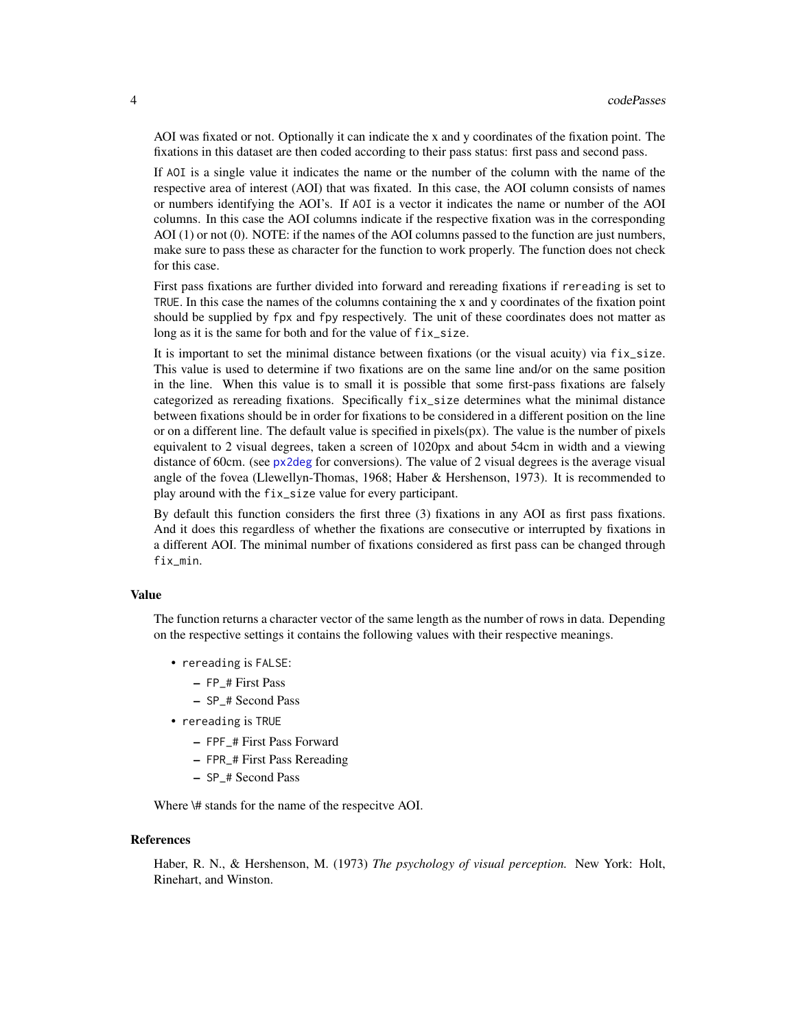AOI was fixated or not. Optionally it can indicate the x and y coordinates of the fixation point. The fixations in this dataset are then coded according to their pass status: first pass and second pass.

If `AOI` is a single value it indicates the name or the number of the column with the name of the respective area of interest (AOI) that was fixated. In this case, the AOI column consists of names or numbers identifying the AOI's. If `AOI` is a vector it indicates the name or number of the AOI columns. In this case the AOI columns indicate if the respective fixation was in the corresponding AOI (1) or not (0). NOTE: if the names of the AOI columns passed to the function are just numbers, make sure to pass these as character for the function to work properly. The function does not check for this case.

First pass fixations are further divided into forward and rereading fixations if `rereading` is set to `TRUE`. In this case the names of the columns containing the x and y coordinates of the fixation point should be supplied by `fpx` and `fpy` respectively. The unit of these coordinates does not matter as long as it is the same for both and for the value of `fix_size`.

It is important to set the minimal distance between fixations (or the visual acuity) via `fix_size`. This value is used to determine if two fixations are on the same line and/or on the same position in the line. When this value is to small it is possible that some first-pass fixations are falsely categorized as rereading fixations. Specifically `fix_size` determines what the minimal distance between fixations should be in order for fixations to be considered in a different position on the line or on a different line. The default value is specified in pixels(px). The value is the number of pixels equivalent to 2 visual degrees, taken a screen of 1020px and about 54cm in width and a viewing distance of 60cm. (see `px2deg` for conversions). The value of 2 visual degrees is the average visual angle of the fovea (Llewellyn-Thomas, 1968; Haber & Hershenson, 1973). It is recommended to play around with the `fix_size` value for every participant.

By default this function considers the first three (3) fixations in any AOI as first pass fixations. And it does this regardless of whether the fixations are consecutive or interrupted by fixations in a different AOI. The minimal number of fixations considered as first pass can be changed through `fix_min`.

### Value

The function returns a character vector of the same length as the number of rows in data. Depending on the respective settings it contains the following values with their respective meanings.

- `rereading` is `FALSE`:
  - `FP_#` First Pass
  - `SP_#` Second Pass
- `rereading` is `TRUE`
  - `FPF_#` First Pass Forward
  - `FPR_#` First Pass Rereading
  - `SP_#` Second Pass

Where \# stands for the name of the respecitve AOI.

### References

Haber, R. N., & Hershenson, M. (1973) *The psychology of visual perception.* New York: Holt, Rinehart, and Winston.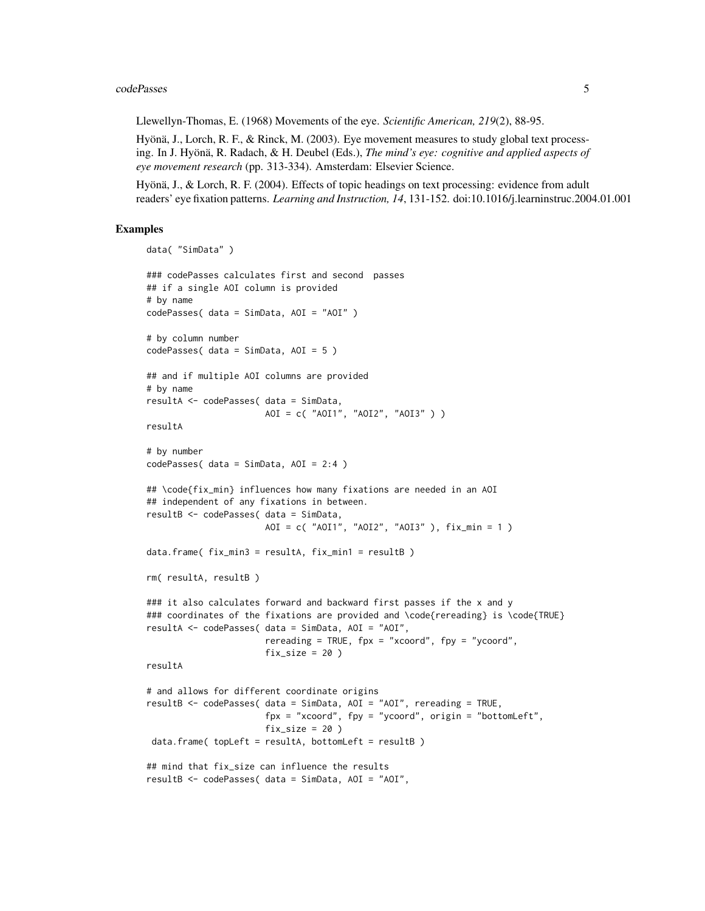Llewellyn-Thomas, E. (1968) Movements of the eye. *Scientific American, 219*(2), 88-95.

Hyönä, J., Lorch, R. F., & Rinck, M. (2003). Eye movement measures to study global text processing. In J. Hyönä, R. Radach, & H. Deubel (Eds.), *The mind's eye: cognitive and applied aspects of eye movement research* (pp. 313-334). Amsterdam: Elsevier Science.

Hyönä, J., & Lorch, R. F. (2004). Effects of topic headings on text processing: evidence from adult readers' eye fixation patterns. *Learning and Instruction, 14*, 131-152. doi:10.1016/j.learninstruc.2004.01.001

## Examples

```
data( "SimData" )

### codePasses calculates first and second  passes
## if a single AOI column is provided
# by name
codePasses( data = SimData, AOI = "AOI" )

# by column number
codePasses( data = SimData, AOI = 5 )

## and if multiple AOI columns are provided
# by name
resultA <- codePasses( data = SimData,
                       AOI = c( "AOI1", "AOI2", "AOI3" ) )
resultA

# by number
codePasses( data = SimData, AOI = 2:4 )

## \code{fix_min} influences how many fixations are needed in an AOI
## independent of any fixations in between.
resultB <- codePasses( data = SimData,
                       AOI = c( "AOI1", "AOI2", "AOI3" ), fix_min = 1 )

data.frame( fix_min3 = resultA, fix_min1 = resultB )

rm( resultA, resultB )

### it also calculates forward and backward first passes if the x and y
### coordinates of the fixations are provided and \code{rereading} is \code{TRUE}
resultA <- codePasses( data = SimData, AOI = "AOI",
                       rereading = TRUE, fpx = "xcoord", fpy = "ycoord",
                       fix_size = 20 )
resultA

# and allows for different coordinate origins
resultB <- codePasses( data = SimData, AOI = "AOI", rereading = TRUE,
                       fpx = "xcoord", fpy = "ycoord", origin = "bottomLeft",
                       fix_size = 20 )
 data.frame( topLeft = resultA, bottomLeft = resultB )

## mind that fix_size can influence the results
resultB <- codePasses( data = SimData, AOI = "AOI",
```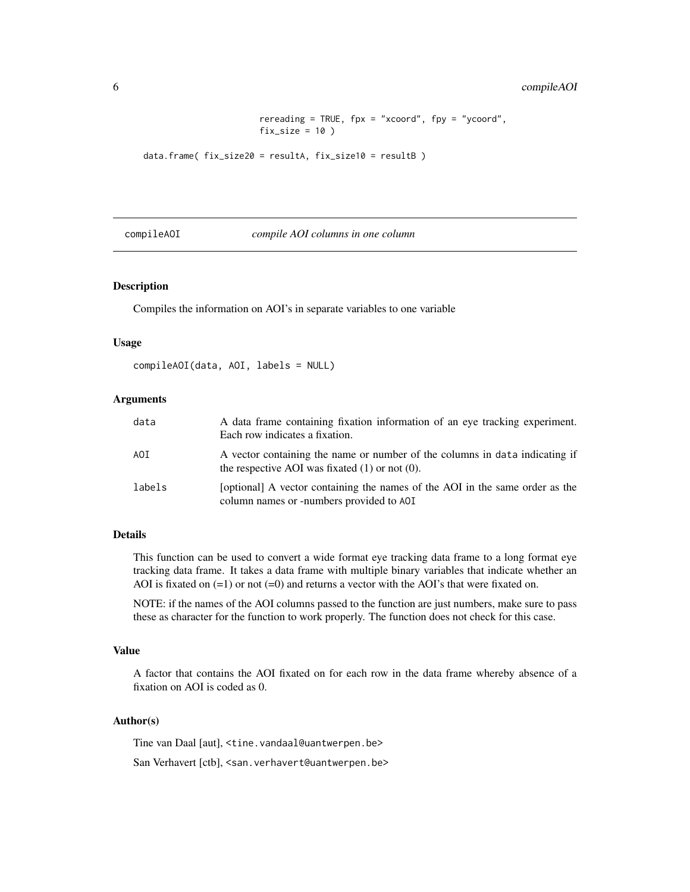```
                     rereading = TRUE, fpx = "xcoord", fpy = "ycoord",
                     fix_size = 10 )

data.frame( fix_size20 = resultA, fix_size10 = resultB )
```

---

## compileAOI *compile AOI columns in one column*

---

### Description

Compiles the information on AOI's in separate variables to one variable

### Usage

```
compileAOI(data, AOI, labels = NULL)
```

### Arguments

| | |
|---|---|
| `data` | A data frame containing fixation information of an eye tracking experiment. Each row indicates a fixation. |
| `AOI` | A vector containing the name or number of the columns in `data` indicating if the respective AOI was fixated (1) or not (0). |
| `labels` | [optional] A vector containing the names of the AOI in the same order as the column names or -numbers provided to `AOI` |

### Details

This function can be used to convert a wide format eye tracking data frame to a long format eye tracking data frame. It takes a data frame with multiple binary variables that indicate whether an AOI is fixated on (=1) or not (=0) and returns a vector with the AOI's that were fixated on.

NOTE: if the names of the AOI columns passed to the function are just numbers, make sure to pass these as character for the function to work properly. The function does not check for this case.

### Value

A factor that contains the AOI fixated on for each row in the data frame whereby absence of a fixation on AOI is coded as 0.

### Author(s)

Tine van Daal [aut], <tine.vandaal@uantwerpen.be>

San Verhavert [ctb], <san.verhavert@uantwerpen.be>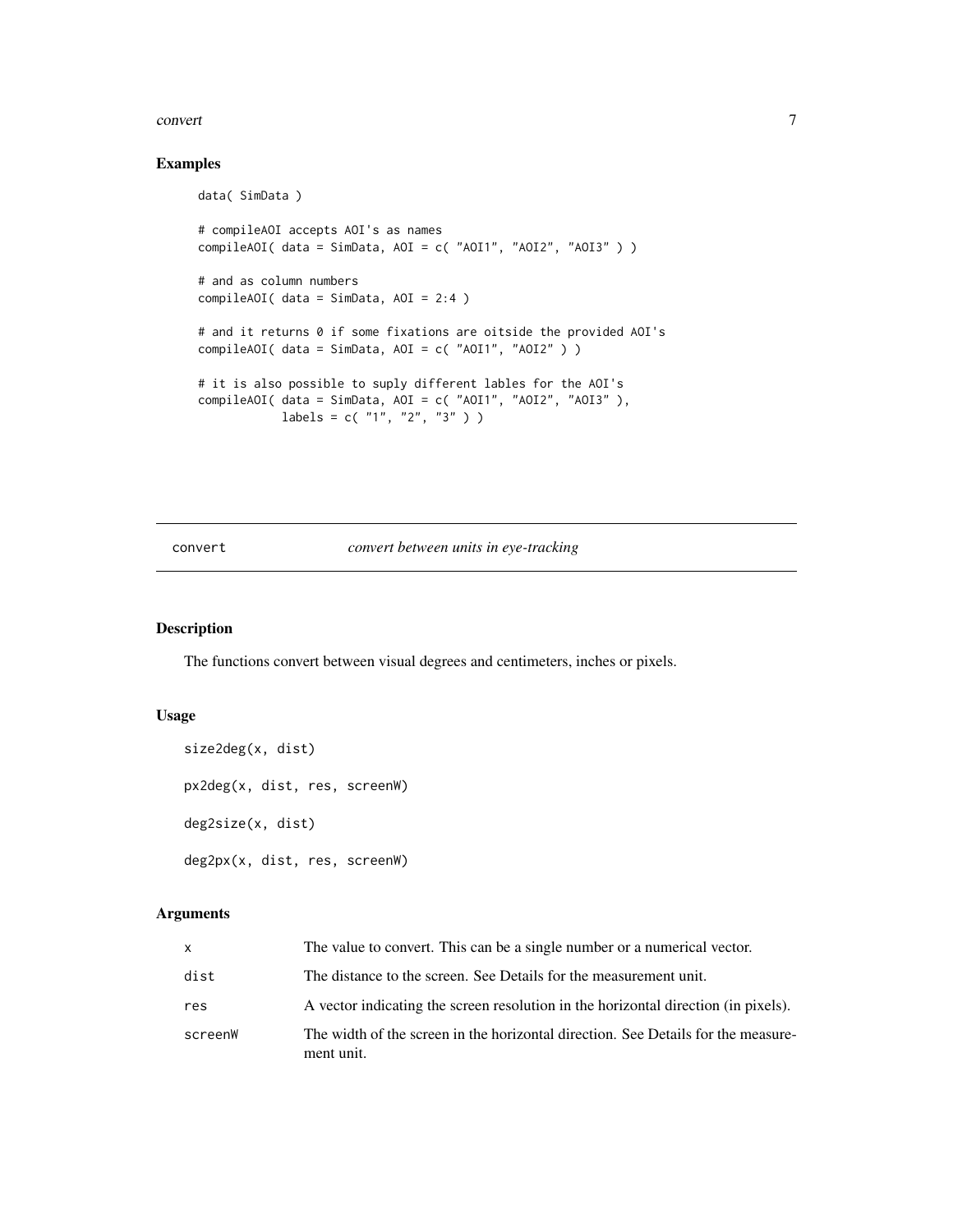### Examples

```
data( SimData )

# compileAOI accepts AOI's as names
compileAOI( data = SimData, AOI = c( "AOI1", "AOI2", "AOI3" ) )

# and as column numbers
compileAOI( data = SimData, AOI = 2:4 )

# and it returns 0 if some fixations are oitside the provided AOI's
compileAOI( data = SimData, AOI = c( "AOI1", "AOI2" ) )

# it is also possible to suply different lables for the AOI's
compileAOI( data = SimData, AOI = c( "AOI1", "AOI2", "AOI3" ),
            labels = c( "1", "2", "3" ) )
```

---

## convert — *convert between units in eye-tracking*

---

### Description

The functions convert between visual degrees and centimeters, inches or pixels.

### Usage

```
size2deg(x, dist)

px2deg(x, dist, res, screenW)

deg2size(x, dist)

deg2px(x, dist, res, screenW)
```

### Arguments

| | |
|---|---|
| `x` | The value to convert. This can be a single number or a numerical vector. |
| `dist` | The distance to the screen. See Details for the measurement unit. |
| `res` | A vector indicating the screen resolution in the horizontal direction (in pixels). |
| `screenW` | The width of the screen in the horizontal direction. See Details for the measurement unit. |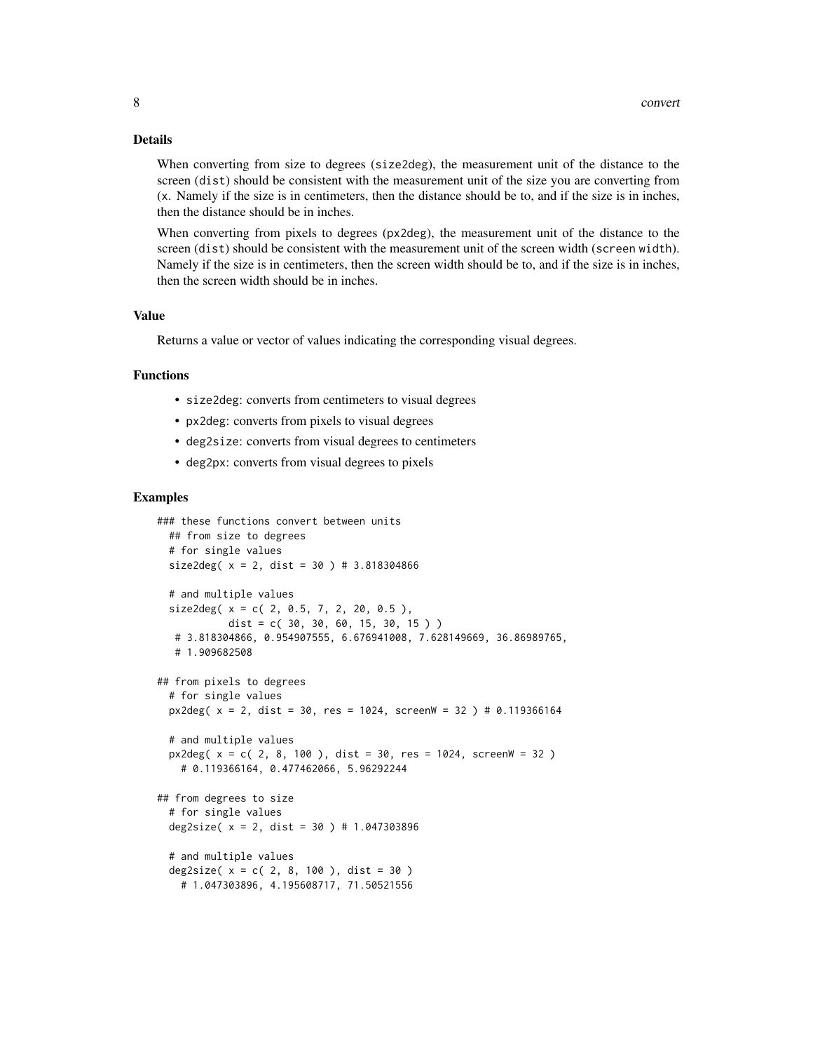## Details

When converting from size to degrees (`size2deg`), the measurement unit of the distance to the screen (`dist`) should be consistent with the measurement unit of the size you are converting from (`x`. Namely if the size is in centimeters, then the distance should be to, and if the size is in inches, then the distance should be in inches.

When converting from pixels to degrees (`px2deg`), the measurement unit of the distance to the screen (`dist`) should be consistent with the measurement unit of the screen width (`screen width`). Namely if the size is in centimeters, then the screen width should be to, and if the size is in inches, then the screen width should be in inches.

## Value

Returns a value or vector of values indicating the corresponding visual degrees.

## Functions

- `size2deg`: converts from centimeters to visual degrees
- `px2deg`: converts from pixels to visual degrees
- `deg2size`: converts from visual degrees to centimeters
- `deg2px`: converts from visual degrees to pixels

## Examples

```
### these functions convert between units
  ## from size to degrees
  # for single values
  size2deg( x = 2, dist = 30 ) # 3.818304866

  # and multiple values
  size2deg( x = c( 2, 0.5, 7, 2, 20, 0.5 ),
            dist = c( 30, 30, 60, 15, 30, 15 ) )
   # 3.818304866, 0.954907555, 6.676941008, 7.628149669, 36.86989765,
   # 1.909682508

## from pixels to degrees
  # for single values
  px2deg( x = 2, dist = 30, res = 1024, screenW = 32 ) # 0.119366164

  # and multiple values
  px2deg( x = c( 2, 8, 100 ), dist = 30, res = 1024, screenW = 32 )
    # 0.119366164, 0.477462066, 5.96292244

## from degrees to size
  # for single values
  deg2size( x = 2, dist = 30 ) # 1.047303896

  # and multiple values
  deg2size( x = c( 2, 8, 100 ), dist = 30 )
    # 1.047303896, 4.195608717, 71.50521556
```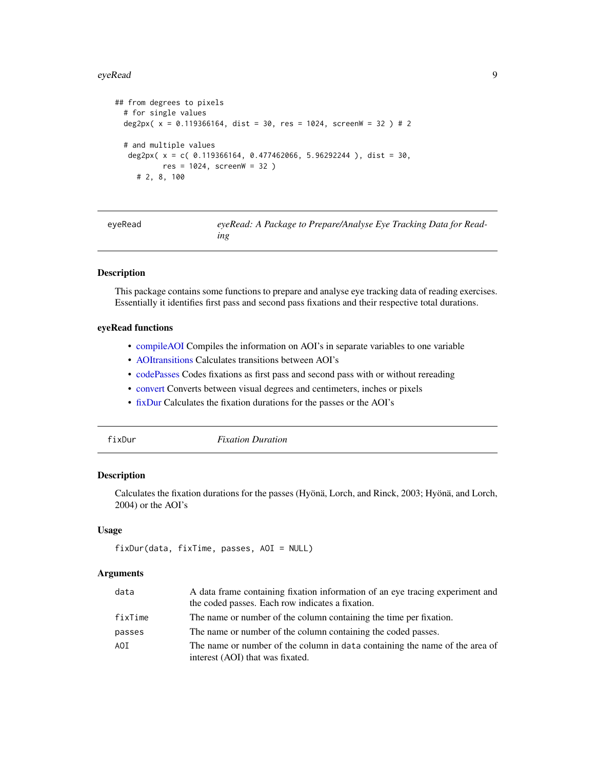```
## from degrees to pixels
  # for single values
  deg2px( x = 0.119366164, dist = 30, res = 1024, screenW = 32 ) # 2

  # and multiple values
   deg2px( x = c( 0.119366164, 0.477462066, 5.96292244 ), dist = 30,
           res = 1024, screenW = 32 )
     # 2, 8, 100
```

---

## eyeRead — *eyeRead: A Package to Prepare/Analyse Eye Tracking Data for Reading*

### Description

This package contains some functions to prepare and analyse eye tracking data of reading exercises. Essentially it identifies first pass and second pass fixations and their respective total durations.

### eyeRead functions

- compileAOI Compiles the information on AOI's in separate variables to one variable
- AOItransitions Calculates transitions between AOI's
- codePasses Codes fixations as first pass and second pass with or without rereading
- convert Converts between visual degrees and centimeters, inches or pixels
- fixDur Calculates the fixation durations for the passes or the AOI's

---

## fixDur — *Fixation Duration*

### Description

Calculates the fixation durations for the passes (Hyönä, Lorch, and Rinck, 2003; Hyönä, and Lorch, 2004) or the AOI's

### Usage

```
fixDur(data, fixTime, passes, AOI = NULL)
```

### Arguments

| | |
|---|---|
| `data` | A data frame containing fixation information of an eye tracing experiment and the coded passes. Each row indicates a fixation. |
| `fixTime` | The name or number of the column containing the time per fixation. |
| `passes` | The name or number of the column containing the coded passes. |
| `AOI` | The name or number of the column in `data` containing the name of the area of interest (AOI) that was fixated. |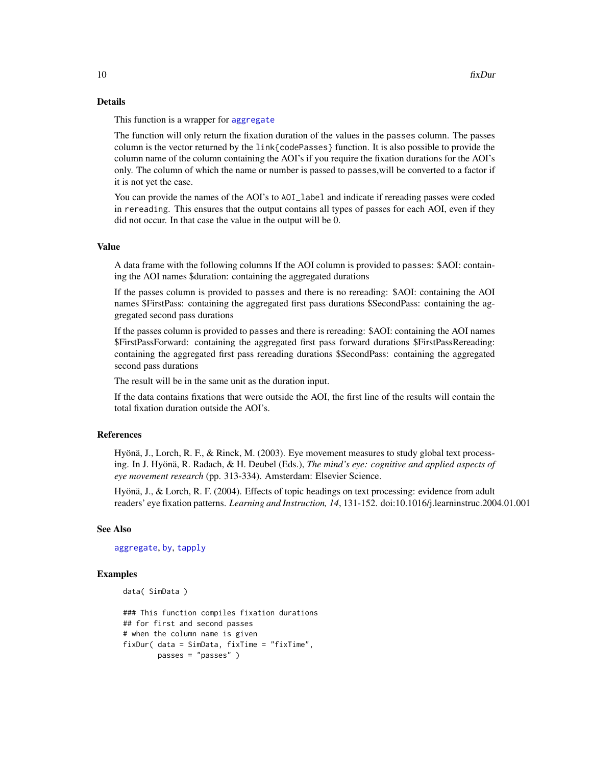## Details

This function is a wrapper for `aggregate`

The function will only return the fixation duration of the values in the `passes` column. The passes column is the vector returned by the `link{codePasses}` function. It is also possible to provide the column name of the column containing the AOI's if you require the fixation durations for the AOI's only. The column of which the name or number is passed to `passes`,will be converted to a factor if it is not yet the case.

You can provide the names of the AOI's to `AOI_label` and indicate if rereading passes were coded in `rereading`. This ensures that the output contains all types of passes for each AOI, even if they did not occur. In that case the value in the output will be 0.

## Value

A data frame with the following columns If the AOI column is provided to `passes`: $AOI: containing the AOI names $duration: containing the aggregated durations

If the passes column is provided to `passes` and there is no rereading: $AOI: containing the AOI names $FirstPass: containing the aggregated first pass durations $SecondPass: containing the aggregated second pass durations

If the passes column is provided to `passes` and there is rereading: $AOI: containing the AOI names $FirstPassForward: containing the aggregated first pass forward durations $FirstPassRereading: containing the aggregated first pass rereading durations $SecondPass: containing the aggregated second pass durations

The result will be in the same unit as the duration input.

If the data contains fixations that were outside the AOI, the first line of the results will contain the total fixation duration outside the AOI's.

## References

Hyönä, J., Lorch, R. F., & Rinck, M. (2003). Eye movement measures to study global text processing. In J. Hyönä, R. Radach, & H. Deubel (Eds.), *The mind's eye: cognitive and applied aspects of eye movement research* (pp. 313-334). Amsterdam: Elsevier Science.

Hyönä, J., & Lorch, R. F. (2004). Effects of topic headings on text processing: evidence from adult readers' eye fixation patterns. *Learning and Instruction, 14*, 131-152. doi:10.1016/j.learninstruc.2004.01.001

## See Also

`aggregate`, `by`, `tapply`

## Examples

```
data( SimData )

### This function compiles fixation durations
## for first and second passes
# when the column name is given
fixDur( data = SimData, fixTime = "fixTime",
        passes = "passes" )
```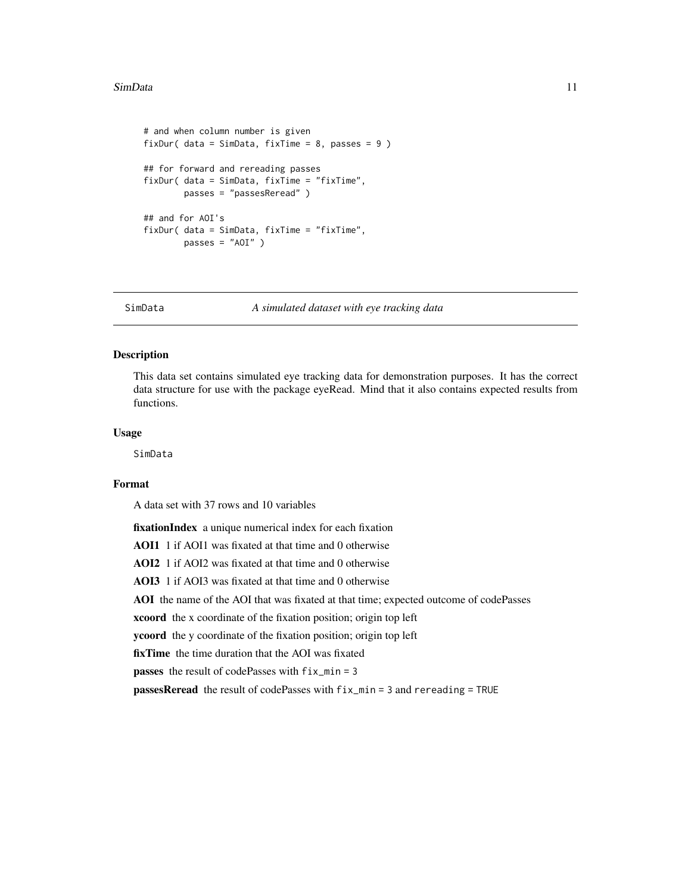```
# and when column number is given
fixDur( data = SimData, fixTime = 8, passes = 9 )

## for forward and rereading passes
fixDur( data = SimData, fixTime = "fixTime",
        passes = "passesReread" )

## and for AOI's
fixDur( data = SimData, fixTime = "fixTime",
        passes = "AOI" )
```

---

## SimData — *A simulated dataset with eye tracking data*

### Description

This data set contains simulated eye tracking data for demonstration purposes. It has the correct data structure for use with the package eyeRead. Mind that it also contains expected results from functions.

### Usage

```
SimData
```

### Format

A data set with 37 rows and 10 variables

**fixationIndex** a unique numerical index for each fixation

**AOI1** 1 if AOI1 was fixated at that time and 0 otherwise

**AOI2** 1 if AOI2 was fixated at that time and 0 otherwise

**AOI3** 1 if AOI3 was fixated at that time and 0 otherwise

**AOI** the name of the AOI that was fixated at that time; expected outcome of codePasses

**xcoord** the x coordinate of the fixation position; origin top left

**ycoord** the y coordinate of the fixation position; origin top left

**fixTime** the time duration that the AOI was fixated

**passes** the result of codePasses with `fix_min = 3`

**passesReread** the result of codePasses with `fix_min = 3` and `rereading = TRUE`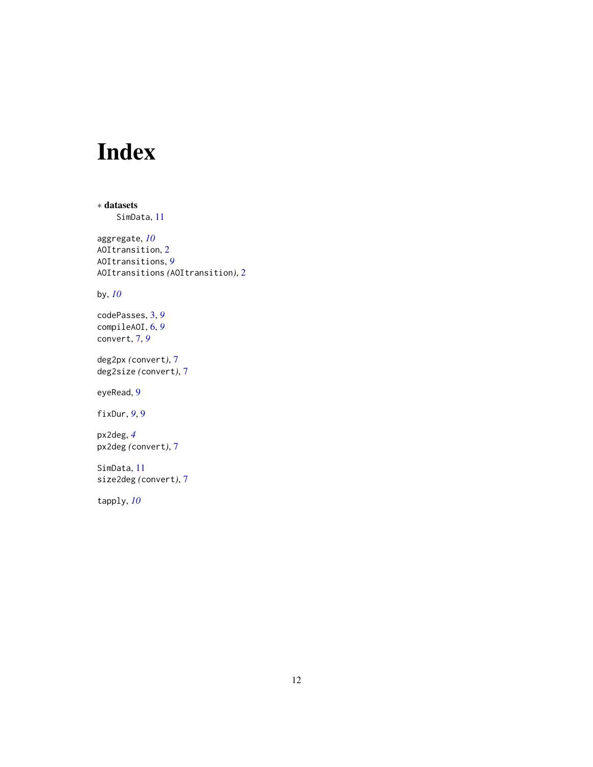# Index

∗ **datasets**
    SimData, 11

aggregate, *10*
AOItransition, 2
AOItransitions, *9*
AOItransitions *(*AOItransition*)*, 2

by, *10*

codePasses, 3, *9*
compileAOI, 6, *9*
convert, 7, *9*

deg2px *(*convert*)*, 7
deg2size *(*convert*)*, 7

eyeRead, 9

fixDur, *9*, 9

px2deg, *4*
px2deg *(*convert*)*, 7

SimData, 11
size2deg *(*convert*)*, 7

tapply, *10*